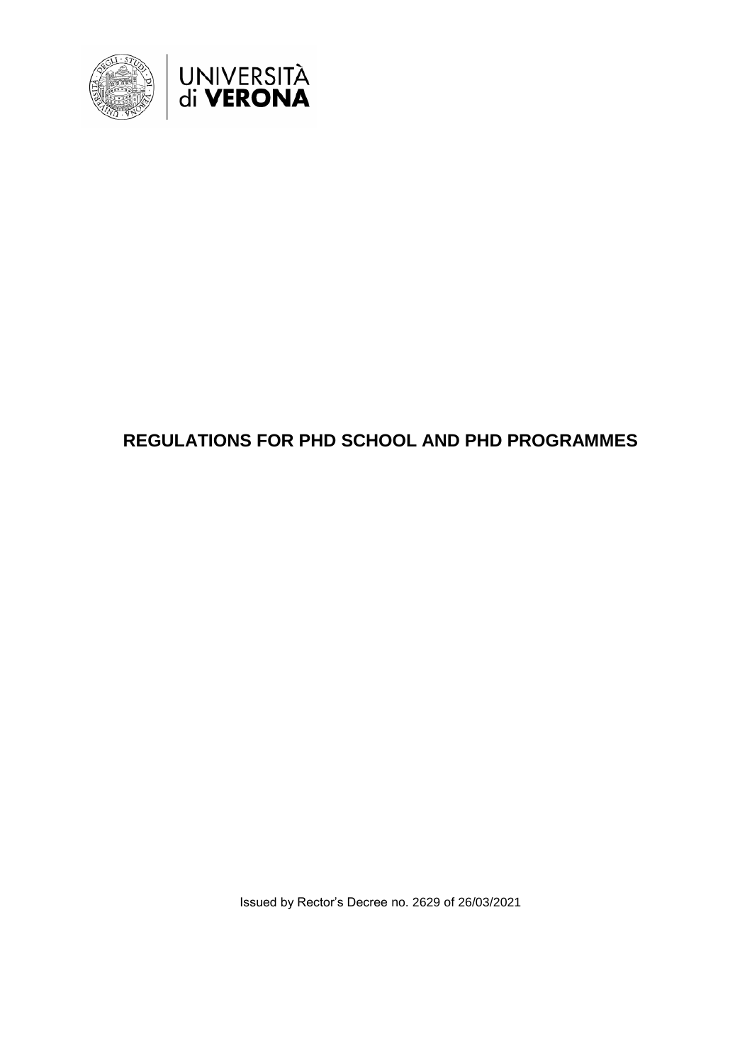UNIVERSITÀ di VERONA

# REGULATIONS FOR PHD SCHOOL AND PHD PROGRAMMES

Issued by Rector's Decree no. 2629 of 26/03/2021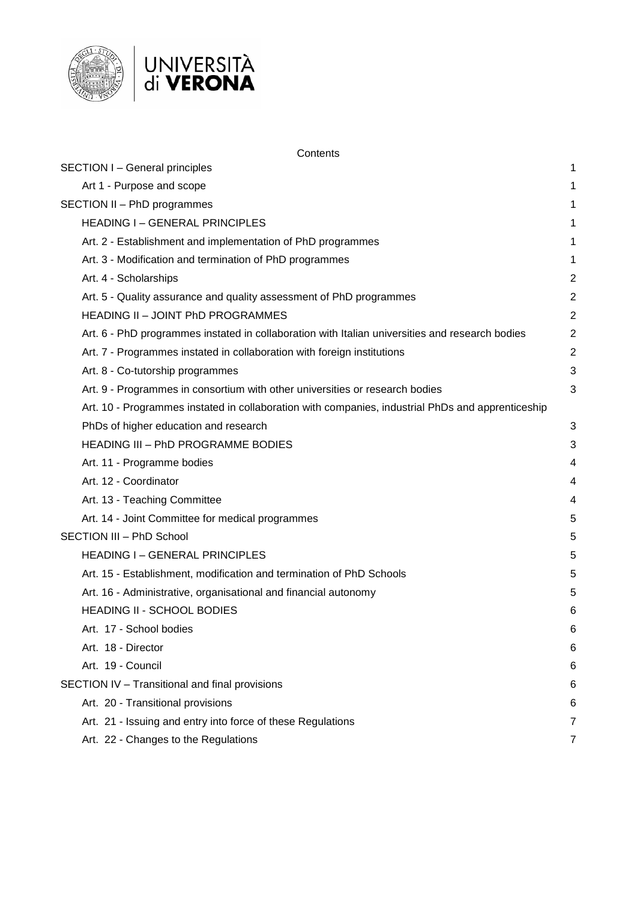Contents

- SECTION I – General principles 1
  - Art 1 - Purpose and scope 1
- SECTION II – PhD programmes 1
  - HEADING I – GENERAL PRINCIPLES 1
  - Art. 2 - Establishment and implementation of PhD programmes 1
  - Art. 3 - Modification and termination of PhD programmes 1
  - Art. 4 - Scholarships 2
  - Art. 5 - Quality assurance and quality assessment of PhD programmes 2
  - HEADING II – JOINT PhD PROGRAMMES 2
  - Art. 6 - PhD programmes instated in collaboration with Italian universities and research bodies 2
  - Art. 7 - Programmes instated in collaboration with foreign institutions 2
  - Art. 8 - Co-tutorship programmes 3
  - Art. 9 - Programmes in consortium with other universities or research bodies 3
  - Art. 10 - Programmes instated in collaboration with companies, industrial PhDs and apprenticeship PhDs of higher education and research 3
  - HEADING III – PhD PROGRAMME BODIES 3
  - Art. 11 - Programme bodies 4
  - Art. 12 - Coordinator 4
  - Art. 13 - Teaching Committee 4
  - Art. 14 - Joint Committee for medical programmes 5
- SECTION III – PhD School 5
  - HEADING I – GENERAL PRINCIPLES 5
  - Art. 15 - Establishment, modification and termination of PhD Schools 5
  - Art. 16 - Administrative, organisational and financial autonomy 5
  - HEADING II - SCHOOL BODIES 6
  - Art. 17 - School bodies 6
  - Art. 18 - Director 6
  - Art. 19 - Council 6
- SECTION IV – Transitional and final provisions 6
  - Art. 20 - Transitional provisions 6
  - Art. 21 - Issuing and entry into force of these Regulations 7
  - Art. 22 - Changes to the Regulations 7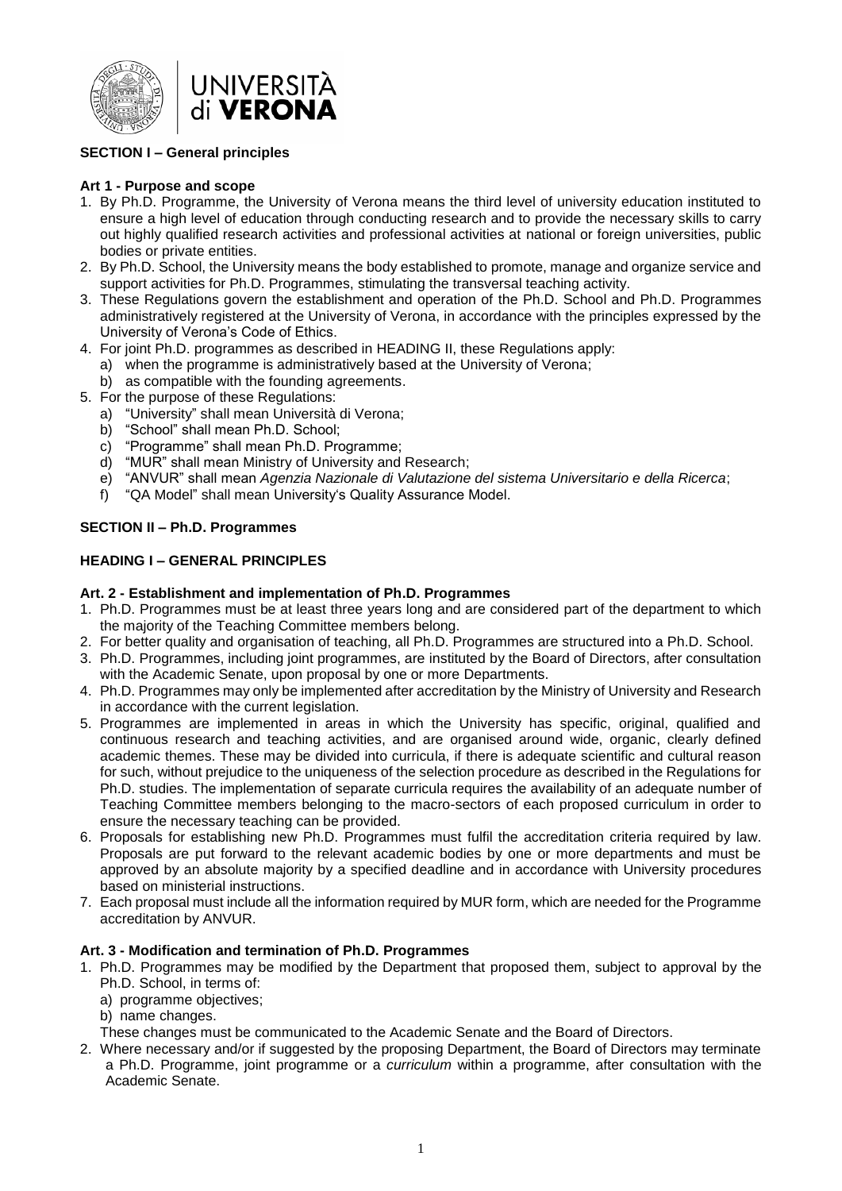**SECTION I – General principles**

**Art 1 - Purpose and scope**

1. By Ph.D. Programme, the University of Verona means the third level of university education instituted to ensure a high level of education through conducting research and to provide the necessary skills to carry out highly qualified research activities and professional activities at national or foreign universities, public bodies or private entities.
2. By Ph.D. School, the University means the body established to promote, manage and organize service and support activities for Ph.D. Programmes, stimulating the transversal teaching activity.
3. These Regulations govern the establishment and operation of the Ph.D. School and Ph.D. Programmes administratively registered at the University of Verona, in accordance with the principles expressed by the University of Verona's Code of Ethics.
4. For joint Ph.D. programmes as described in HEADING II, these Regulations apply:
   a) when the programme is administratively based at the University of Verona;
   b) as compatible with the founding agreements.
5. For the purpose of these Regulations:
   a) "University" shall mean Università di Verona;
   b) "School" shall mean Ph.D. School;
   c) "Programme" shall mean Ph.D. Programme;
   d) "MUR" shall mean Ministry of University and Research;
   e) "ANVUR" shall mean *Agenzia Nazionale di Valutazione del sistema Universitario e della Ricerca*;
   f) "QA Model" shall mean University's Quality Assurance Model.

**SECTION II – Ph.D. Programmes**

**HEADING I – GENERAL PRINCIPLES**

**Art. 2 - Establishment and implementation of Ph.D. Programmes**

1. Ph.D. Programmes must be at least three years long and are considered part of the department to which the majority of the Teaching Committee members belong.
2. For better quality and organisation of teaching, all Ph.D. Programmes are structured into a Ph.D. School.
3. Ph.D. Programmes, including joint programmes, are instituted by the Board of Directors, after consultation with the Academic Senate, upon proposal by one or more Departments.
4. Ph.D. Programmes may only be implemented after accreditation by the Ministry of University and Research in accordance with the current legislation.
5. Programmes are implemented in areas in which the University has specific, original, qualified and continuous research and teaching activities, and are organised around wide, organic, clearly defined academic themes. These may be divided into curricula, if there is adequate scientific and cultural reason for such, without prejudice to the uniqueness of the selection procedure as described in the Regulations for Ph.D. studies. The implementation of separate curricula requires the availability of an adequate number of Teaching Committee members belonging to the macro-sectors of each proposed curriculum in order to ensure the necessary teaching can be provided.
6. Proposals for establishing new Ph.D. Programmes must fulfil the accreditation criteria required by law. Proposals are put forward to the relevant academic bodies by one or more departments and must be approved by an absolute majority by a specified deadline and in accordance with University procedures based on ministerial instructions.
7. Each proposal must include all the information required by MUR form, which are needed for the Programme accreditation by ANVUR.

**Art. 3 - Modification and termination of Ph.D. Programmes**

1. Ph.D. Programmes may be modified by the Department that proposed them, subject to approval by the Ph.D. School, in terms of:
   a) programme objectives;
   b) name changes.

   These changes must be communicated to the Academic Senate and the Board of Directors.
2. Where necessary and/or if suggested by the proposing Department, the Board of Directors may terminate a Ph.D. Programme, joint programme or a *curriculum* within a programme, after consultation with the Academic Senate.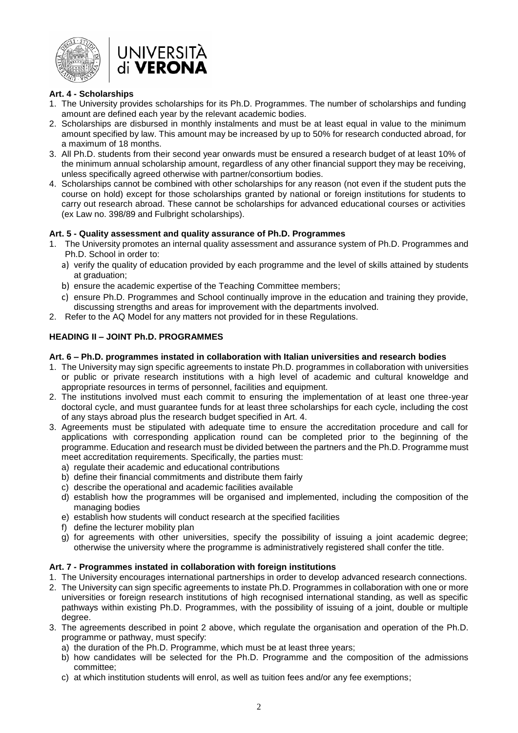**Art. 4 - Scholarships**

1. The University provides scholarships for its Ph.D. Programmes. The number of scholarships and funding amount are defined each year by the relevant academic bodies.
2. Scholarships are disbursed in monthly instalments and must be at least equal in value to the minimum amount specified by law. This amount may be increased by up to 50% for research conducted abroad, for a maximum of 18 months.
3. All Ph.D. students from their second year onwards must be ensured a research budget of at least 10% of the minimum annual scholarship amount, regardless of any other financial support they may be receiving, unless specifically agreed otherwise with partner/consortium bodies.
4. Scholarships cannot be combined with other scholarships for any reason (not even if the student puts the course on hold) except for those scholarships granted by national or foreign institutions for students to carry out research abroad. These cannot be scholarships for advanced educational courses or activities (ex Law no. 398/89 and Fulbright scholarships).

**Art. 5 - Quality assessment and quality assurance of Ph.D. Programmes**

1. The University promotes an internal quality assessment and assurance system of Ph.D. Programmes and Ph.D. School in order to:
   a) verify the quality of education provided by each programme and the level of skills attained by students at graduation;
   b) ensure the academic expertise of the Teaching Committee members;
   c) ensure Ph.D. Programmes and School continually improve in the education and training they provide, discussing strengths and areas for improvement with the departments involved.
2. Refer to the AQ Model for any matters not provided for in these Regulations.

**HEADING II – JOINT Ph.D. PROGRAMMES**

**Art. 6 – Ph.D. programmes instated in collaboration with Italian universities and research bodies**

1. The University may sign specific agreements to instate Ph.D. programmes in collaboration with universities or public or private research institutions with a high level of academic and cultural knoweldge and appropriate resources in terms of personnel, facilities and equipment.
2. The institutions involved must each commit to ensuring the implementation of at least one three-year doctoral cycle, and must guarantee funds for at least three scholarships for each cycle, including the cost of any stays abroad plus the research budget specified in Art. 4.
3. Agreements must be stipulated with adequate time to ensure the accreditation procedure and call for applications with corresponding application round can be completed prior to the beginning of the programme. Education and research must be divided between the partners and the Ph.D. Programme must meet accreditation requirements. Specifically, the parties must:
   a) regulate their academic and educational contributions
   b) define their financial commitments and distribute them fairly
   c) describe the operational and academic facilities available
   d) establish how the programmes will be organised and implemented, including the composition of the managing bodies
   e) establish how students will conduct research at the specified facilities
   f) define the lecturer mobility plan
   g) for agreements with other universities, specify the possibility of issuing a joint academic degree; otherwise the university where the programme is administratively registered shall confer the title.

**Art. 7 - Programmes instated in collaboration with foreign institutions**

1. The University encourages international partnerships in order to develop advanced research connections.
2. The University can sign specific agreements to instate Ph.D. Programmes in collaboration with one or more universities or foreign research institutions of high recognised international standing, as well as specific pathways within existing Ph.D. Programmes, with the possibility of issuing of a joint, double or multiple degree.
3. The agreements described in point 2 above, which regulate the organisation and operation of the Ph.D. programme or pathway, must specify:
   a) the duration of the Ph.D. Programme, which must be at least three years;
   b) how candidates will be selected for the Ph.D. Programme and the composition of the admissions committee;
   c) at which institution students will enrol, as well as tuition fees and/or any fee exemptions;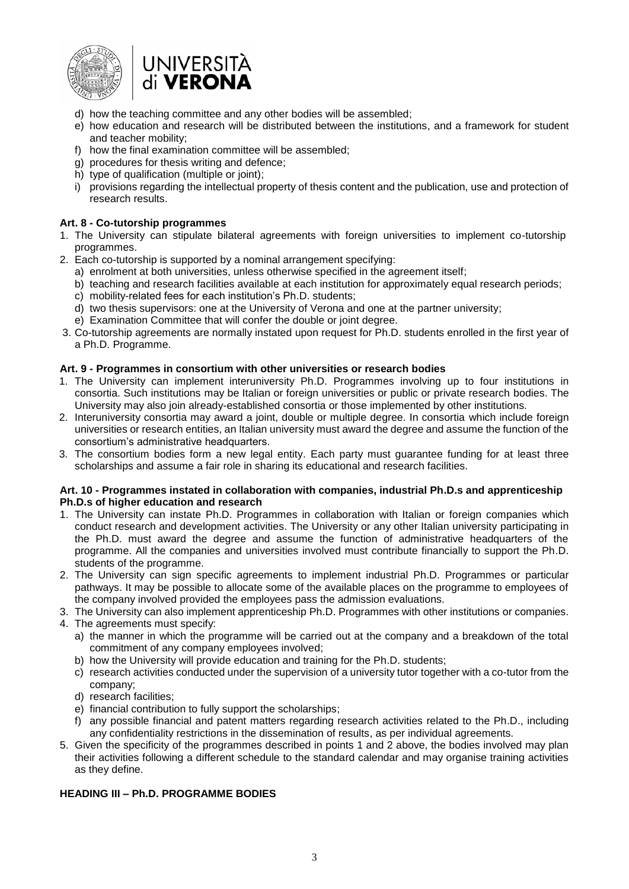d) how the teaching committee and any other bodies will be assembled;
e) how education and research will be distributed between the institutions, and a framework for student and teacher mobility;
f) how the final examination committee will be assembled;
g) procedures for thesis writing and defence;
h) type of qualification (multiple or joint);
i) provisions regarding the intellectual property of thesis content and the publication, use and protection of research results.

**Art. 8 - Co-tutorship programmes**

1. The University can stipulate bilateral agreements with foreign universities to implement co-tutorship programmes.
2. Each co-tutorship is supported by a nominal arrangement specifying:
   a) enrolment at both universities, unless otherwise specified in the agreement itself;
   b) teaching and research facilities available at each institution for approximately equal research periods;
   c) mobility-related fees for each institution's Ph.D. students;
   d) two thesis supervisors: one at the University of Verona and one at the partner university;
   e) Examination Committee that will confer the double or joint degree.
3. Co-tutorship agreements are normally instated upon request for Ph.D. students enrolled in the first year of a Ph.D. Programme.

**Art. 9 - Programmes in consortium with other universities or research bodies**

1. The University can implement interuniversity Ph.D. Programmes involving up to four institutions in consortia. Such institutions may be Italian or foreign universities or public or private research bodies. The University may also join already-established consortia or those implemented by other institutions.
2. Interuniversity consortia may award a joint, double or multiple degree. In consortia which include foreign universities or research entities, an Italian university must award the degree and assume the function of the consortium's administrative headquarters.
3. The consortium bodies form a new legal entity. Each party must guarantee funding for at least three scholarships and assume a fair role in sharing its educational and research facilities.

**Art. 10 - Programmes instated in collaboration with companies, industrial Ph.D.s and apprenticeship Ph.D.s of higher education and research**

1. The University can instate Ph.D. Programmes in collaboration with Italian or foreign companies which conduct research and development activities. The University or any other Italian university participating in the Ph.D. must award the degree and assume the function of administrative headquarters of the programme. All the companies and universities involved must contribute financially to support the Ph.D. students of the programme.
2. The University can sign specific agreements to implement industrial Ph.D. Programmes or particular pathways. It may be possible to allocate some of the available places on the programme to employees of the company involved provided the employees pass the admission evaluations.
3. The University can also implement apprenticeship Ph.D. Programmes with other institutions or companies.
4. The agreements must specify:
   a) the manner in which the programme will be carried out at the company and a breakdown of the total commitment of any company employees involved;
   b) how the University will provide education and training for the Ph.D. students;
   c) research activities conducted under the supervision of a university tutor together with a co-tutor from the company;
   d) research facilities;
   e) financial contribution to fully support the scholarships;
   f) any possible financial and patent matters regarding research activities related to the Ph.D., including any confidentiality restrictions in the dissemination of results, as per individual agreements.
5. Given the specificity of the programmes described in points 1 and 2 above, the bodies involved may plan their activities following a different schedule to the standard calendar and may organise training activities as they define.

**HEADING III – Ph.D. PROGRAMME BODIES**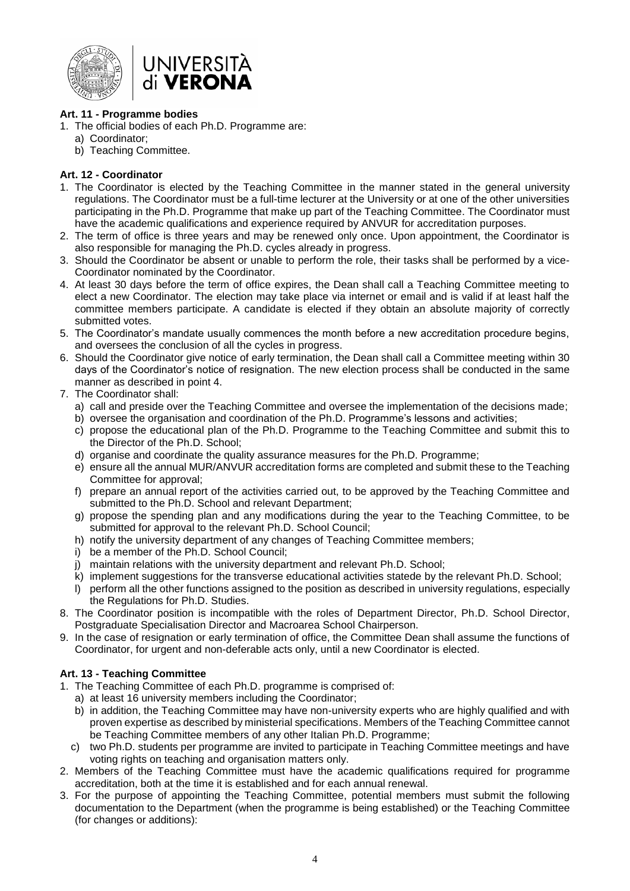### Art. 11 - Programme bodies

1. The official bodies of each Ph.D. Programme are:
   a) Coordinator;
   b) Teaching Committee.

### Art. 12 - Coordinator

1. The Coordinator is elected by the Teaching Committee in the manner stated in the general university regulations. The Coordinator must be a full-time lecturer at the University or at one of the other universities participating in the Ph.D. Programme that make up part of the Teaching Committee. The Coordinator must have the academic qualifications and experience required by ANVUR for accreditation purposes.
2. The term of office is three years and may be renewed only once. Upon appointment, the Coordinator is also responsible for managing the Ph.D. cycles already in progress.
3. Should the Coordinator be absent or unable to perform the role, their tasks shall be performed by a vice-Coordinator nominated by the Coordinator.
4. At least 30 days before the term of office expires, the Dean shall call a Teaching Committee meeting to elect a new Coordinator. The election may take place via internet or email and is valid if at least half the committee members participate. A candidate is elected if they obtain an absolute majority of correctly submitted votes.
5. The Coordinator's mandate usually commences the month before a new accreditation procedure begins, and oversees the conclusion of all the cycles in progress.
6. Should the Coordinator give notice of early termination, the Dean shall call a Committee meeting within 30 days of the Coordinator's notice of resignation. The new election process shall be conducted in the same manner as described in point 4.
7. The Coordinator shall:
   a) call and preside over the Teaching Committee and oversee the implementation of the decisions made;
   b) oversee the organisation and coordination of the Ph.D. Programme's lessons and activities;
   c) propose the educational plan of the Ph.D. Programme to the Teaching Committee and submit this to the Director of the Ph.D. School;
   d) organise and coordinate the quality assurance measures for the Ph.D. Programme;
   e) ensure all the annual MUR/ANVUR accreditation forms are completed and submit these to the Teaching Committee for approval;
   f) prepare an annual report of the activities carried out, to be approved by the Teaching Committee and submitted to the Ph.D. School and relevant Department;
   g) propose the spending plan and any modifications during the year to the Teaching Committee, to be submitted for approval to the relevant Ph.D. School Council;
   h) notify the university department of any changes of Teaching Committee members;
   i) be a member of the Ph.D. School Council;
   j) maintain relations with the university department and relevant Ph.D. School;
   k) implement suggestions for the transverse educational activities statede by the relevant Ph.D. School;
   l) perform all the other functions assigned to the position as described in university regulations, especially the Regulations for Ph.D. Studies.
8. The Coordinator position is incompatible with the roles of Department Director, Ph.D. School Director, Postgraduate Specialisation Director and Macroarea School Chairperson.
9. In the case of resignation or early termination of office, the Committee Dean shall assume the functions of Coordinator, for urgent and non-deferable acts only, until a new Coordinator is elected.

### Art. 13 - Teaching Committee

1. The Teaching Committee of each Ph.D. programme is comprised of:
   a) at least 16 university members including the Coordinator;
   b) in addition, the Teaching Committee may have non-university experts who are highly qualified and with proven expertise as described by ministerial specifications. Members of the Teaching Committee cannot be Teaching Committee members of any other Italian Ph.D. Programme;
   c) two Ph.D. students per programme are invited to participate in Teaching Committee meetings and have voting rights on teaching and organisation matters only.
2. Members of the Teaching Committee must have the academic qualifications required for programme accreditation, both at the time it is established and for each annual renewal.
3. For the purpose of appointing the Teaching Committee, potential members must submit the following documentation to the Department (when the programme is being established) or the Teaching Committee (for changes or additions):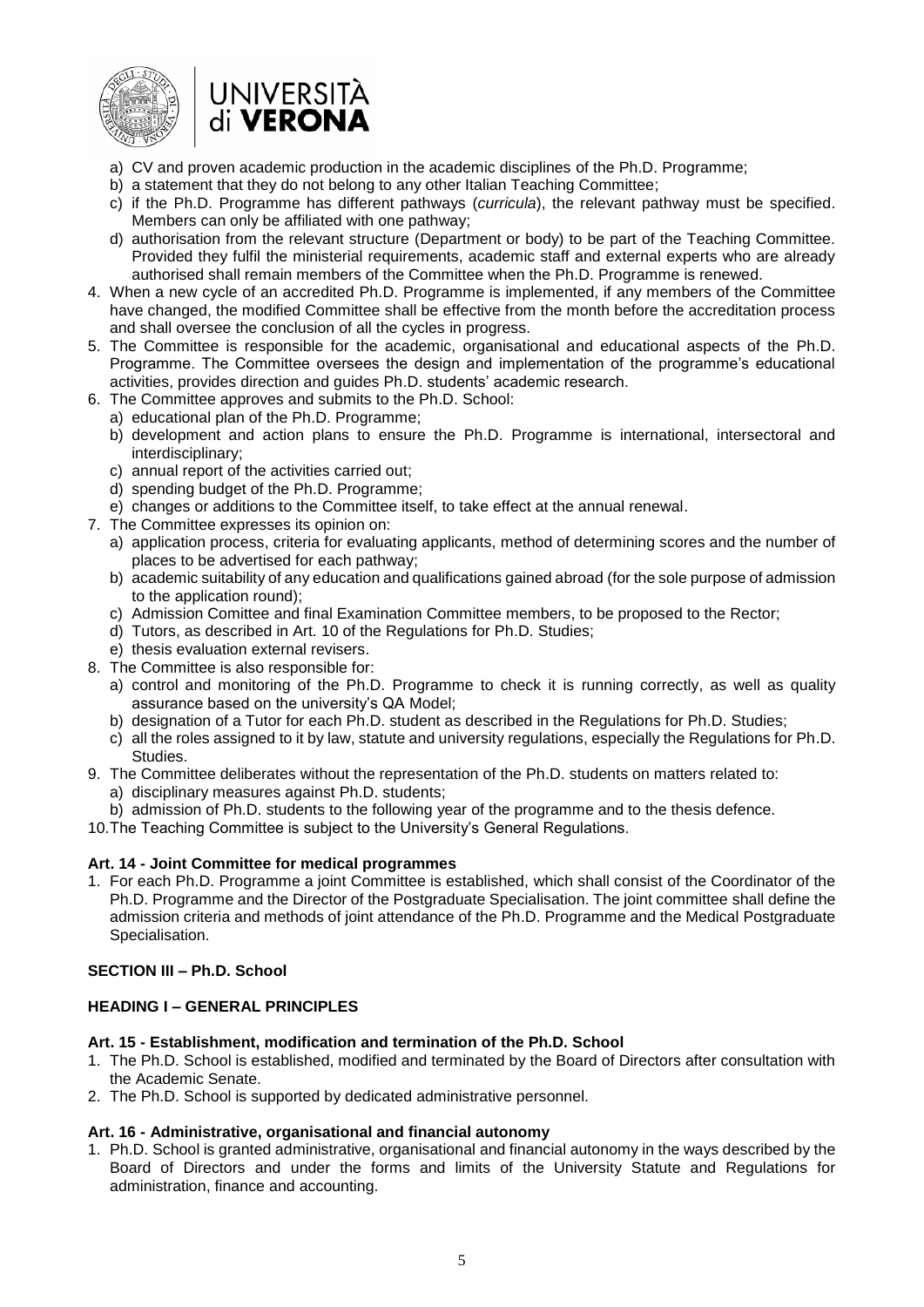a) CV and proven academic production in the academic disciplines of the Ph.D. Programme;
b) a statement that they do not belong to any other Italian Teaching Committee;
c) if the Ph.D. Programme has different pathways (*curricula*), the relevant pathway must be specified. Members can only be affiliated with one pathway;
d) authorisation from the relevant structure (Department or body) to be part of the Teaching Committee. Provided they fulfil the ministerial requirements, academic staff and external experts who are already authorised shall remain members of the Committee when the Ph.D. Programme is renewed.

4. When a new cycle of an accredited Ph.D. Programme is implemented, if any members of the Committee have changed, the modified Committee shall be effective from the month before the accreditation process and shall oversee the conclusion of all the cycles in progress.
5. The Committee is responsible for the academic, organisational and educational aspects of the Ph.D. Programme. The Committee oversees the design and implementation of the programme's educational activities, provides direction and guides Ph.D. students' academic research.
6. The Committee approves and submits to the Ph.D. School:
   a) educational plan of the Ph.D. Programme;
   b) development and action plans to ensure the Ph.D. Programme is international, intersectoral and interdisciplinary;
   c) annual report of the activities carried out;
   d) spending budget of the Ph.D. Programme;
   e) changes or additions to the Committee itself, to take effect at the annual renewal.
7. The Committee expresses its opinion on:
   a) application process, criteria for evaluating applicants, method of determining scores and the number of places to be advertised for each pathway;
   b) academic suitability of any education and qualifications gained abroad (for the sole purpose of admission to the application round);
   c) Admission Comittee and final Examination Committee members, to be proposed to the Rector;
   d) Tutors, as described in Art. 10 of the Regulations for Ph.D. Studies;
   e) thesis evaluation external revisers.
8. The Committee is also responsible for:
   a) control and monitoring of the Ph.D. Programme to check it is running correctly, as well as quality assurance based on the university's QA Model;
   b) designation of a Tutor for each Ph.D. student as described in the Regulations for Ph.D. Studies;
   c) all the roles assigned to it by law, statute and university regulations, especially the Regulations for Ph.D. Studies.
9. The Committee deliberates without the representation of the Ph.D. students on matters related to:
   a) disciplinary measures against Ph.D. students;
   b) admission of Ph.D. students to the following year of the programme and to the thesis defence.
10. The Teaching Committee is subject to the University's General Regulations.

**Art. 14 - Joint Committee for medical programmes**

1. For each Ph.D. Programme a joint Committee is established, which shall consist of the Coordinator of the Ph.D. Programme and the Director of the Postgraduate Specialisation. The joint committee shall define the admission criteria and methods of joint attendance of the Ph.D. Programme and the Medical Postgraduate Specialisation.

## SECTION III – Ph.D. School

### HEADING I – GENERAL PRINCIPLES

**Art. 15 - Establishment, modification and termination of the Ph.D. School**

1. The Ph.D. School is established, modified and terminated by the Board of Directors after consultation with the Academic Senate.
2. The Ph.D. School is supported by dedicated administrative personnel.

**Art. 16 - Administrative, organisational and financial autonomy**

1. Ph.D. School is granted administrative, organisational and financial autonomy in the ways described by the Board of Directors and under the forms and limits of the University Statute and Regulations for administration, finance and accounting.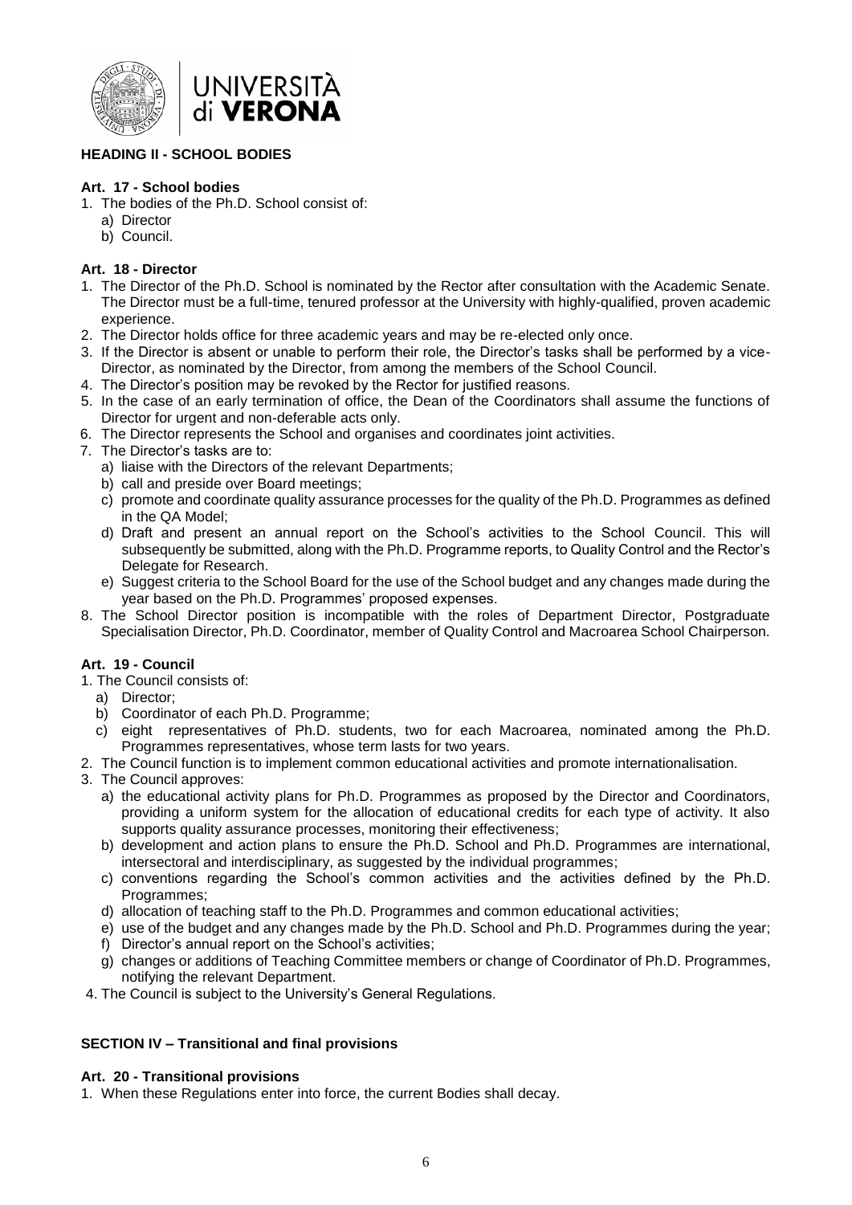## HEADING II - SCHOOL BODIES

### Art. 17 - School bodies

1. The bodies of the Ph.D. School consist of:
   a) Director
   b) Council.

### Art. 18 - Director

1. The Director of the Ph.D. School is nominated by the Rector after consultation with the Academic Senate. The Director must be a full-time, tenured professor at the University with highly-qualified, proven academic experience.
2. The Director holds office for three academic years and may be re-elected only once.
3. If the Director is absent or unable to perform their role, the Director's tasks shall be performed by a vice-Director, as nominated by the Director, from among the members of the School Council.
4. The Director's position may be revoked by the Rector for justified reasons.
5. In the case of an early termination of office, the Dean of the Coordinators shall assume the functions of Director for urgent and non-deferable acts only.
6. The Director represents the School and organises and coordinates joint activities.
7. The Director's tasks are to:
   a) liaise with the Directors of the relevant Departments;
   b) call and preside over Board meetings;
   c) promote and coordinate quality assurance processes for the quality of the Ph.D. Programmes as defined in the QA Model;
   d) Draft and present an annual report on the School's activities to the School Council. This will subsequently be submitted, along with the Ph.D. Programme reports, to Quality Control and the Rector's Delegate for Research.
   e) Suggest criteria to the School Board for the use of the School budget and any changes made during the year based on the Ph.D. Programmes' proposed expenses.
8. The School Director position is incompatible with the roles of Department Director, Postgraduate Specialisation Director, Ph.D. Coordinator, member of Quality Control and Macroarea School Chairperson.

### Art. 19 - Council

1. The Council consists of:
   a) Director;
   b) Coordinator of each Ph.D. Programme;
   c) eight representatives of Ph.D. students, two for each Macroarea, nominated among the Ph.D. Programmes representatives, whose term lasts for two years.
2. The Council function is to implement common educational activities and promote internationalisation.
3. The Council approves:
   a) the educational activity plans for Ph.D. Programmes as proposed by the Director and Coordinators, providing a uniform system for the allocation of educational credits for each type of activity. It also supports quality assurance processes, monitoring their effectiveness;
   b) development and action plans to ensure the Ph.D. School and Ph.D. Programmes are international, intersectoral and interdisciplinary, as suggested by the individual programmes;
   c) conventions regarding the School's common activities and the activities defined by the Ph.D. Programmes;
   d) allocation of teaching staff to the Ph.D. Programmes and common educational activities;
   e) use of the budget and any changes made by the Ph.D. School and Ph.D. Programmes during the year;
   f) Director's annual report on the School's activities;
   g) changes or additions of Teaching Committee members or change of Coordinator of Ph.D. Programmes, notifying the relevant Department.
4. The Council is subject to the University's General Regulations.

## SECTION IV – Transitional and final provisions

### Art. 20 - Transitional provisions

1. When these Regulations enter into force, the current Bodies shall decay.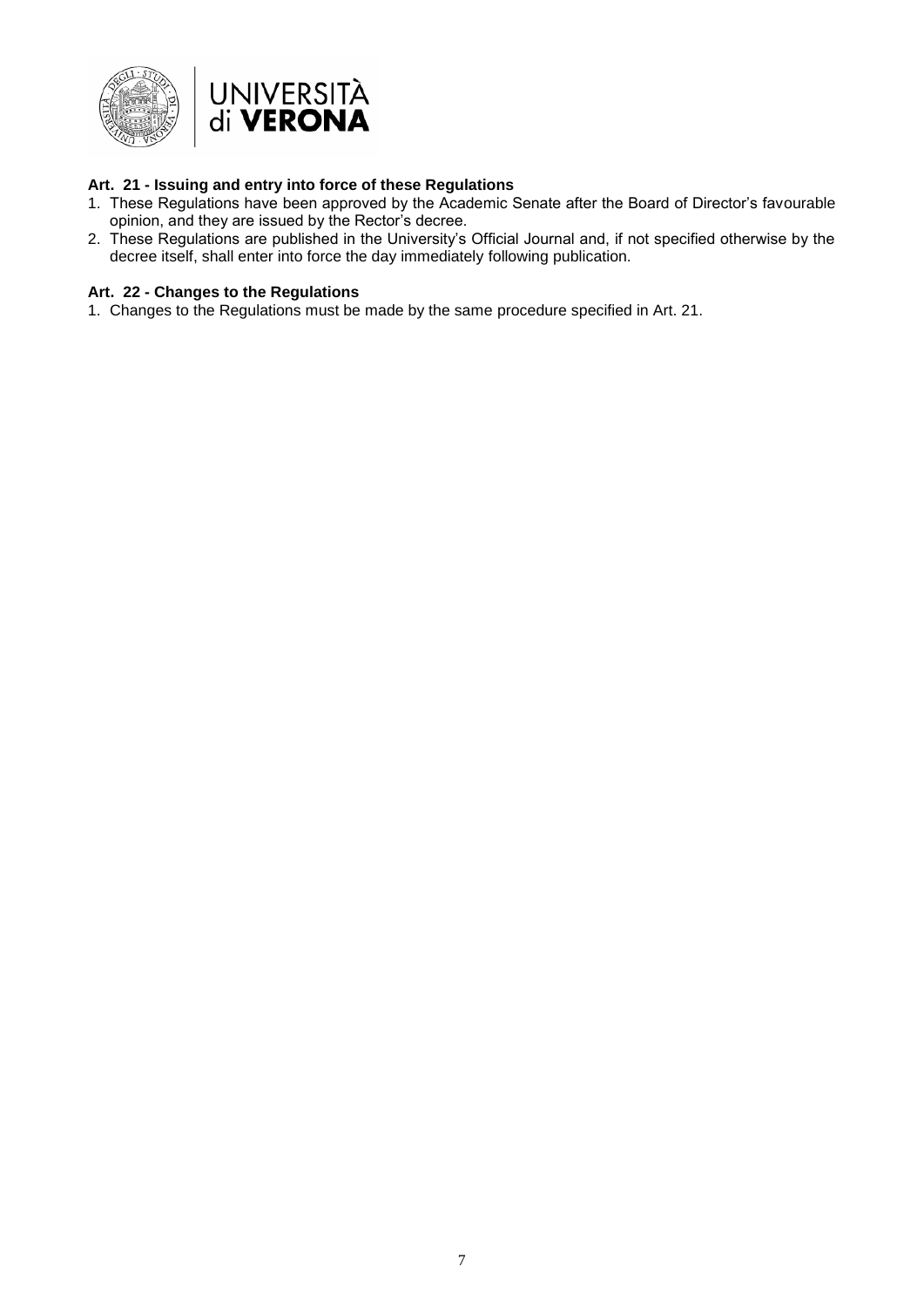### Art. 21 - Issuing and entry into force of these Regulations

1. These Regulations have been approved by the Academic Senate after the Board of Director's favourable opinion, and they are issued by the Rector's decree.
2. These Regulations are published in the University's Official Journal and, if not specified otherwise by the decree itself, shall enter into force the day immediately following publication.

### Art. 22 - Changes to the Regulations

1. Changes to the Regulations must be made by the same procedure specified in Art. 21.